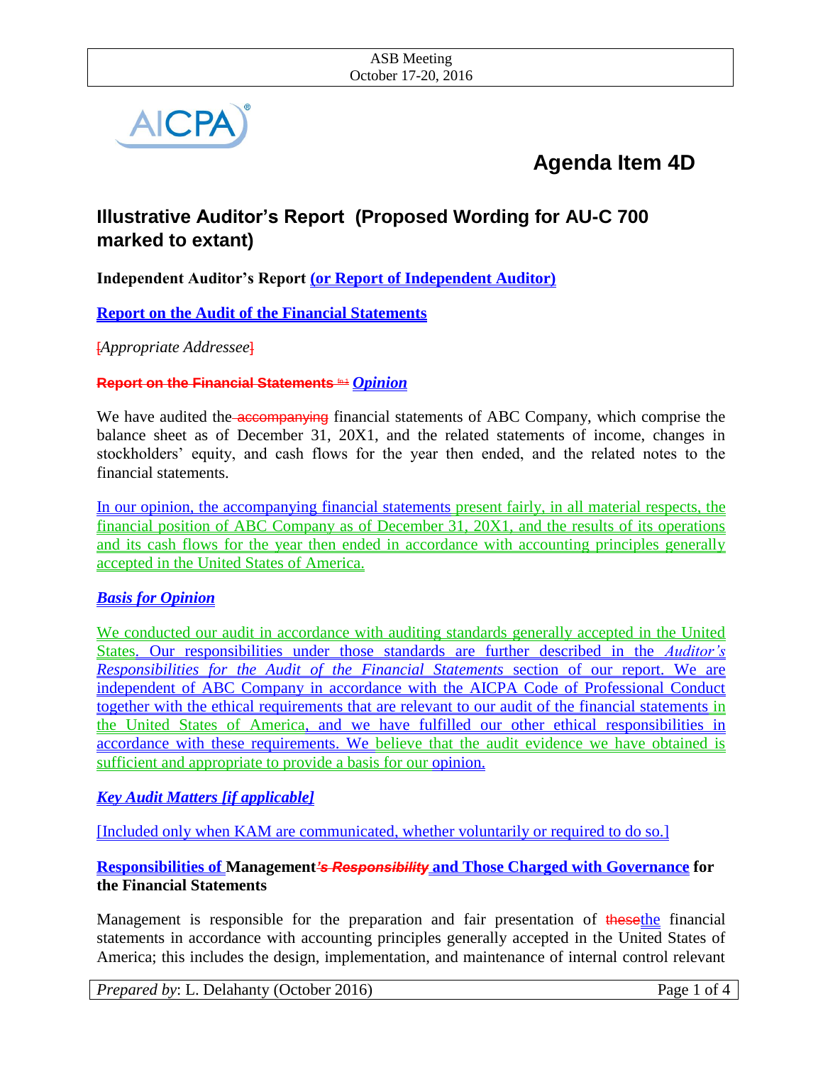# Agenda Item 4D

## Illustrative Auditor's Report (Proposed Wording for AU-C 700 marked to extant)

**Independent Auditor's Report (or Report of Independent Auditor)**

**Report on the Audit of the Financial Statements**

[*Appropriate Addressee*]

**~~Report on the Financial Statements~~ *Opinion***

We have audited the ~~accompanying~~ financial statements of ABC Company, which comprise the balance sheet as of December 31, 20X1, and the related statements of income, changes in stockholders' equity, and cash flows for the year then ended, and the related notes to the financial statements.

In our opinion, the accompanying financial statements present fairly, in all material respects, the financial position of ABC Company as of December 31, 20X1, and the results of its operations and its cash flows for the year then ended in accordance with accounting principles generally accepted in the United States of America.

***Basis for Opinion***

We conducted our audit in accordance with auditing standards generally accepted in the United States. Our responsibilities under those standards are further described in the *Auditor's Responsibilities for the Audit of the Financial Statements* section of our report. We are independent of ABC Company in accordance with the AICPA Code of Professional Conduct together with the ethical requirements that are relevant to our audit of the financial statements in the United States of America, and we have fulfilled our other ethical responsibilities in accordance with these requirements. We believe that the audit evidence we have obtained is sufficient and appropriate to provide a basis for our opinion.

***Key Audit Matters [if applicable]***

[Included only when KAM are communicated, whether voluntarily or required to do so.]

**Responsibilities of Management~~'s Responsibility~~ and Those Charged with Governance for the Financial Statements**

Management is responsible for the preparation and fair presentation of ~~these~~the financial statements in accordance with accounting principles generally accepted in the United States of America; this includes the design, implementation, and maintenance of internal control relevant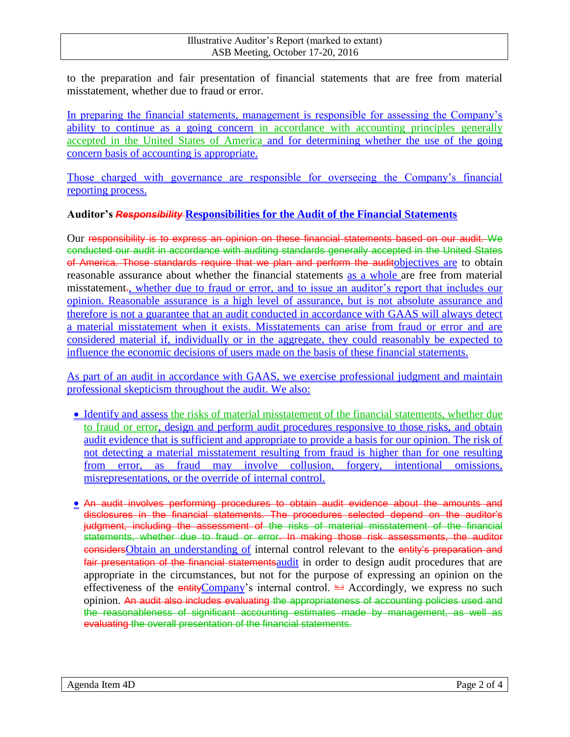to the preparation and fair presentation of financial statements that are free from material misstatement, whether due to fraud or error.

In preparing the financial statements, management is responsible for assessing the Company's ability to continue as a going concern in accordance with accounting principles generally accepted in the United States of America and for determining whether the use of the going concern basis of accounting is appropriate.

Those charged with governance are responsible for overseeing the Company's financial reporting process.

**Auditor's ~~*Responsibility*~~ Responsibilities for the Audit of the Financial Statements**

Our ~~responsibility is to express an opinion on these financial statements based on our audit. We conducted our audit in accordance with auditing standards generally accepted in the United States of America. Those standards require that we plan and perform the audit~~objectives are to obtain reasonable assurance about whether the financial statements as a whole are free from material misstatement~~.~~, whether due to fraud or error, and to issue an auditor's report that includes our opinion. Reasonable assurance is a high level of assurance, but is not absolute assurance and therefore is not a guarantee that an audit conducted in accordance with GAAS will always detect a material misstatement when it exists. Misstatements can arise from fraud or error and are considered material if, individually or in the aggregate, they could reasonably be expected to influence the economic decisions of users made on the basis of these financial statements.

As part of an audit in accordance with GAAS, we exercise professional judgment and maintain professional skepticism throughout the audit. We also:

- Identify and assess the risks of material misstatement of the financial statements, whether due to fraud or error, design and perform audit procedures responsive to those risks, and obtain audit evidence that is sufficient and appropriate to provide a basis for our opinion. The risk of not detecting a material misstatement resulting from fraud is higher than for one resulting from error, as fraud may involve collusion, forgery, intentional omissions, misrepresentations, or the override of internal control.

- ~~An audit involves performing procedures to obtain audit evidence about the amounts and disclosures in the financial statements. The procedures selected depend on the auditor's judgment, including the assessment of the risks of material misstatement of the financial statements, whether due to fraud or error. In making those risk assessments, the auditor considers~~Obtain an understanding of internal control relevant to the ~~entity's preparation and fair presentation of the financial statements~~audit in order to design audit procedures that are appropriate in the circumstances, but not for the purpose of expressing an opinion on the effectiveness of the ~~entity~~Company's internal control. ~~fn 2~~ Accordingly, we express no such opinion. ~~An audit also includes evaluating the appropriateness of accounting policies used and the reasonableness of significant accounting estimates made by management, as well as evaluating the overall presentation of the financial statements.~~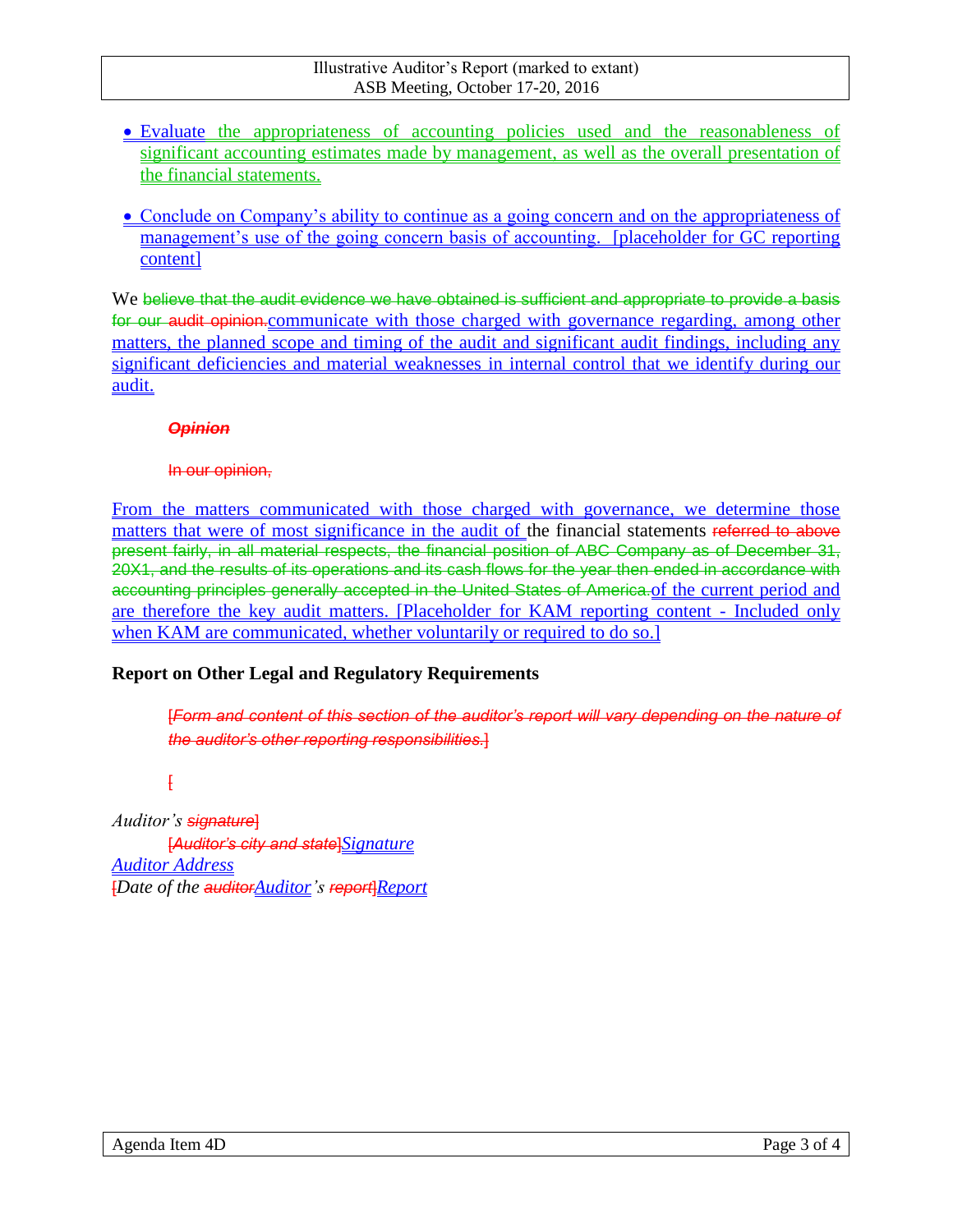- Evaluate the appropriateness of accounting policies used and the reasonableness of significant accounting estimates made by management, as well as the overall presentation of the financial statements.

- Conclude on Company's ability to continue as a going concern and on the appropriateness of management's use of the going concern basis of accounting. [placeholder for GC reporting content]

We ~~believe that the audit evidence we have obtained is sufficient and appropriate to provide a basis for our audit opinion.~~communicate with those charged with governance regarding, among other matters, the planned scope and timing of the audit and significant audit findings, including any significant deficiencies and material weaknesses in internal control that we identify during our audit.

***~~Opinion~~***

~~In our opinion,~~

From the matters communicated with those charged with governance, we determine those matters that were of most significance in the audit of the financial statements ~~referred to above present fairly, in all material respects, the financial position of ABC Company as of December 31, 20X1, and the results of its operations and its cash flows for the year then ended in accordance with accounting principles generally accepted in the United States of America.~~of the current period and are therefore the key audit matters. [Placeholder for KAM reporting content - Included only when KAM are communicated, whether voluntarily or required to do so.]

## Report on Other Legal and Regulatory Requirements

~~[*Form and content of this section of the auditor's report will vary depending on the nature of the auditor's other reporting responsibilities.*]~~

~~[~~

*Auditor's ~~signature~~*~~]~~

~~[*Auditor's city and state*]~~*Signature*

*Auditor Address*

~~[~~*Date of the ~~auditor~~Auditor's ~~report~~*~~]~~*Report*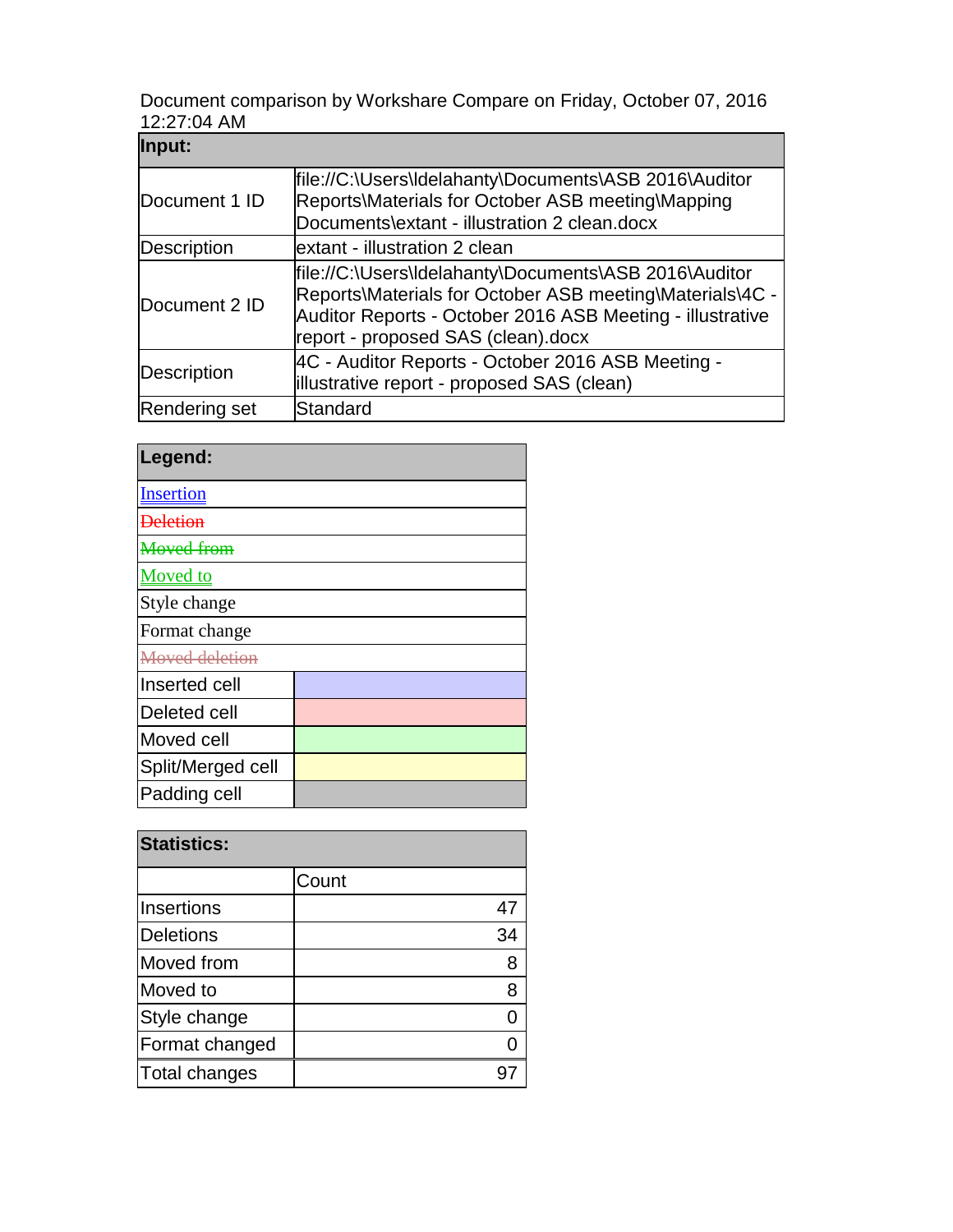Document comparison by Workshare Compare on Friday, October 07, 2016 12:27:04 AM

| Input: | |
|---|---|
| Document 1 ID | file://C:\Users\ldelahanty\Documents\ASB 2016\Auditor Reports\Materials for October ASB meeting\Mapping Documents\extant - illustration 2 clean.docx |
| Description | extant - illustration 2 clean |
| Document 2 ID | file://C:\Users\ldelahanty\Documents\ASB 2016\Auditor Reports\Materials for October ASB meeting\Materials\4C - Auditor Reports - October 2016 ASB Meeting - illustrative report - proposed SAS (clean).docx |
| Description | 4C - Auditor Reports - October 2016 ASB Meeting - illustrative report - proposed SAS (clean) |
| Rendering set | Standard |

| Legend: | |
|---|---|
| Insertion | |
| ~~Deletion~~ | |
| ~~Moved from~~ | |
| Moved to | |
| Style change | |
| Format change | |
| ~~Moved deletion~~ | |
| Inserted cell | |
| Deleted cell | |
| Moved cell | |
| Split/Merged cell | |
| Padding cell | |

| Statistics: | |
|---|---|
| | Count |
| Insertions | 47 |
| Deletions | 34 |
| Moved from | 8 |
| Moved to | 8 |
| Style change | 0 |
| Format changed | 0 |
| Total changes | 97 |